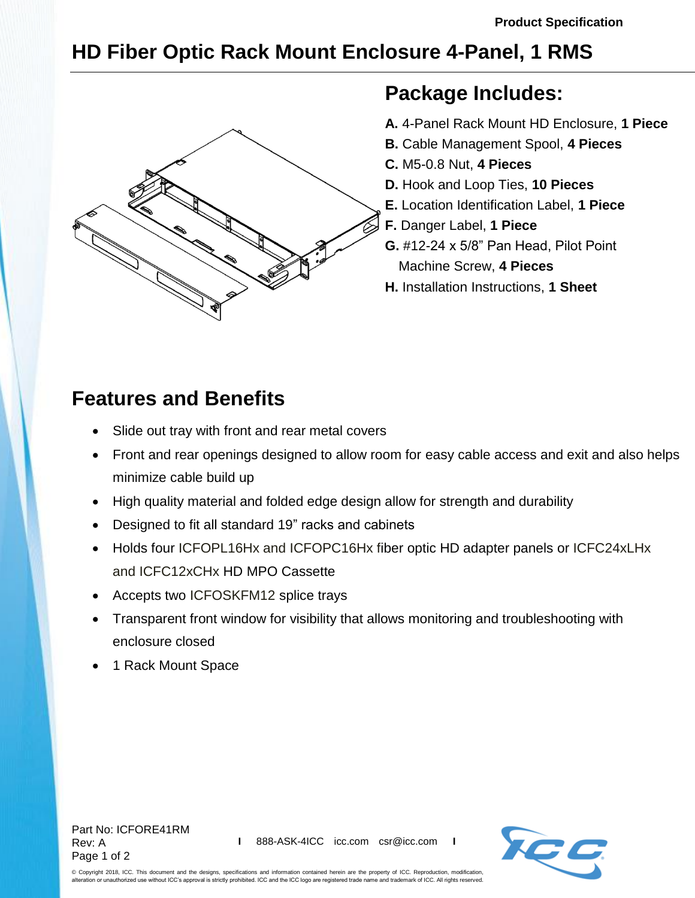Product Specification

# HD Fiber Optic Rack Mount Enclosure 4-Panel, 1 RMS

## Package Includes:

**A.** 4-Panel Rack Mount HD Enclosure, **1 Piece**
**B.** Cable Management Spool, **4 Pieces**
**C.** M5-0.8 Nut, **4 Pieces**
**D.** Hook and Loop Ties, **10 Pieces**
**E.** Location Identification Label, **1 Piece**
**F.** Danger Label, **1 Piece**
**G.** #12-24 x 5/8" Pan Head, Pilot Point Machine Screw, **4 Pieces**
**H.** Installation Instructions, **1 Sheet**

## Features and Benefits

- Slide out tray with front and rear metal covers
- Front and rear openings designed to allow room for easy cable access and exit and also helps minimize cable build up
- High quality material and folded edge design allow for strength and durability
- Designed to fit all standard 19" racks and cabinets
- Holds four ICFOPL16Hx and ICFOPC16Hx fiber optic HD adapter panels or ICFC24xLHx and ICFC12xCHx HD MPO Cassette
- Accepts two ICFOSKFM12 splice trays
- Transparent front window for visibility that allows monitoring and troubleshooting with enclosure closed
- 1 Rack Mount Space

Part No: ICFORE41RM
Rev: A

888-ASK-4ICC icc.com csr@icc.com

© Copyright 2018, ICC. This document and the designs, specifications and information contained herein are the property of ICC. Reproduction, modification, alteration or unauthorized use without ICC's approval is strictly prohibited. ICC and the ICC logo are registered trade name and trademark of ICC. All rights reserved.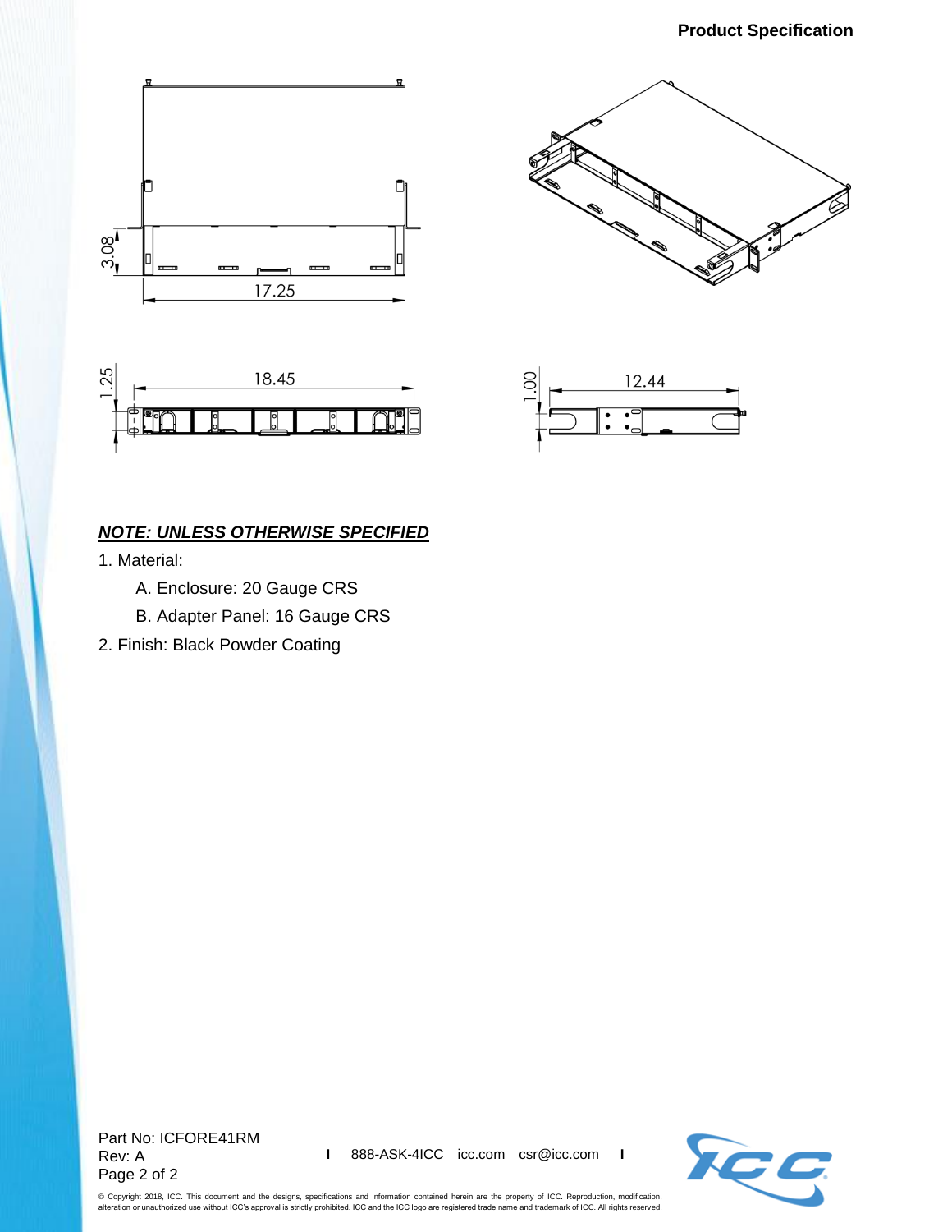3.08

17.25

1.25

18.45

1.00

12.44

***NOTE: UNLESS OTHERWISE SPECIFIED***

1. Material:
   - A. Enclosure: 20 Gauge CRS
   - B. Adapter Panel: 16 Gauge CRS
2. Finish: Black Powder Coating

Part No: ICFORE41RM
Rev: A

888-ASK-4ICC icc.com csr@icc.com

© Copyright 2018, ICC. This document and the designs, specifications and information contained herein are the property of ICC. Reproduction, modification, alteration or unauthorized use without ICC's approval is strictly prohibited. ICC and the ICC logo are registered trade name and trademark of ICC. All rights reserved.